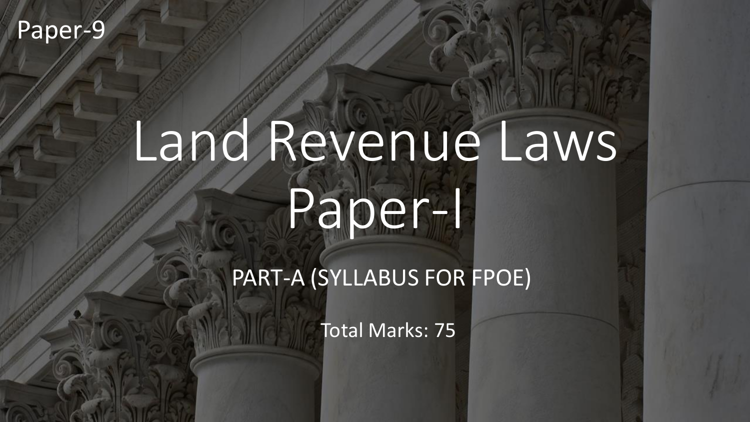Paper-9

# Land Revenue Laws Paper-I

## PART-A (SYLLABUS FOR FPOE)

Total Marks: 75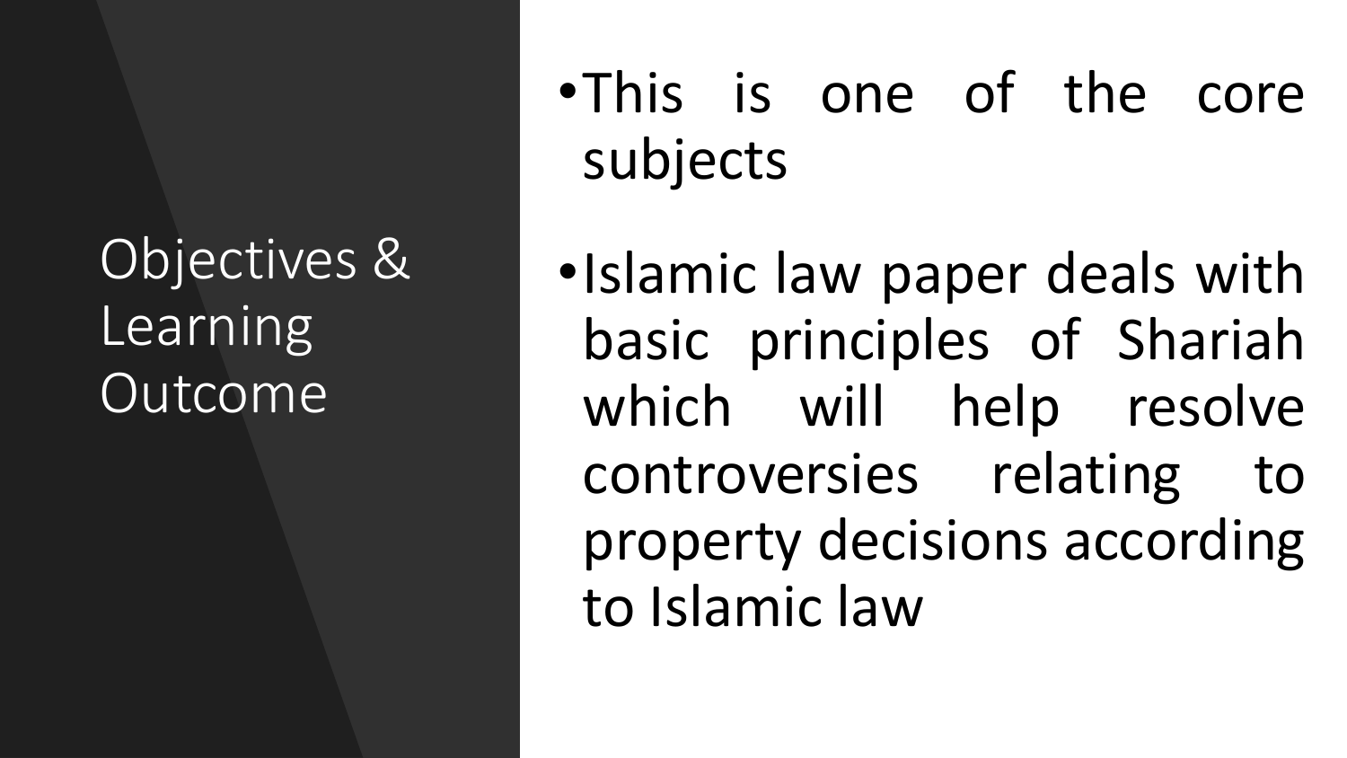## Objectives & Learning Outcome

- This is one of the core subjects
- Islamic law paper deals with basic principles of Shariah which will help resolve controversies relating to property decisions according to Islamic law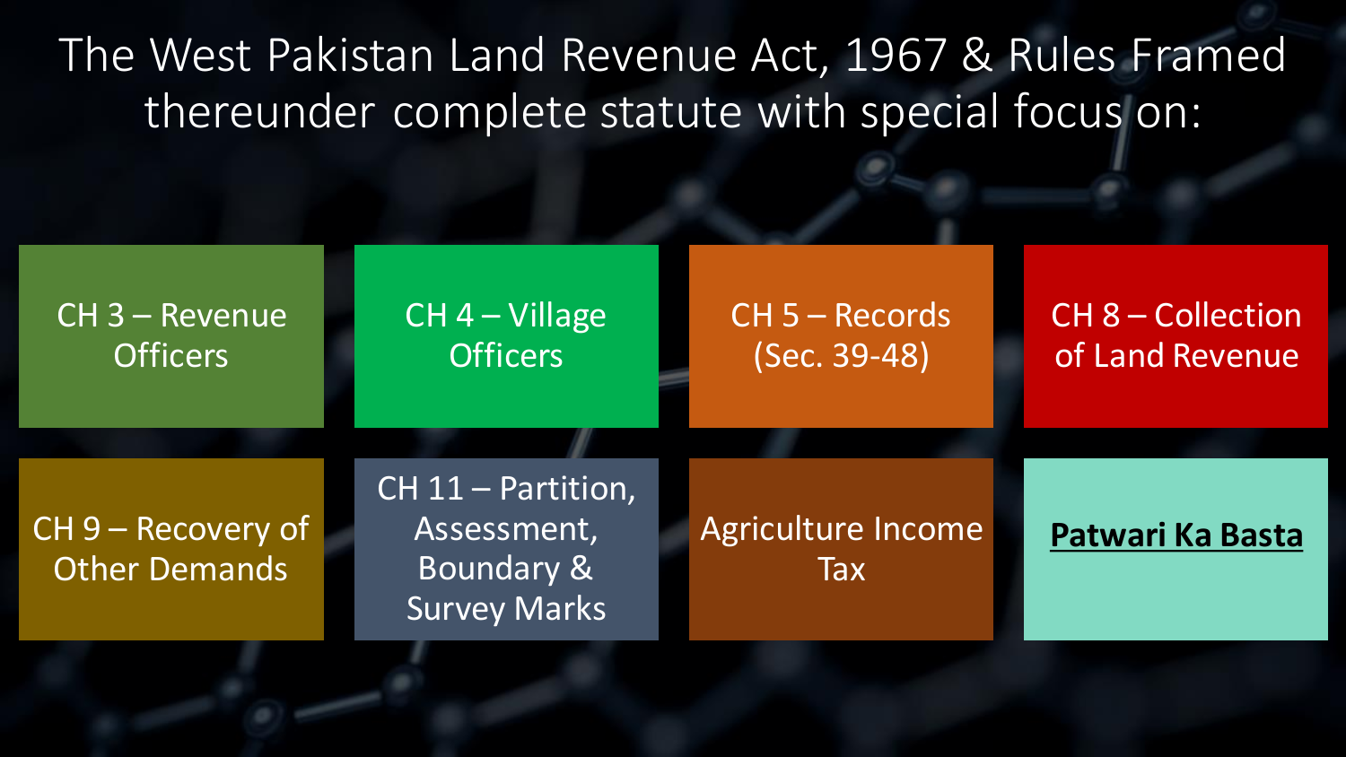# The West Pakistan Land Revenue Act, 1967 & Rules Framed thereunder complete statute with special focus on:

- CH 3 – Revenue Officers
- CH 4 – Village Officers
- CH 5 – Records (Sec. 39-48)
- CH 8 – Collection of Land Revenue
- CH 9 – Recovery of Other Demands
- CH 11 – Partition, Assessment, Boundary & Survey Marks
- Agriculture Income Tax
- **Patwari Ka Basta**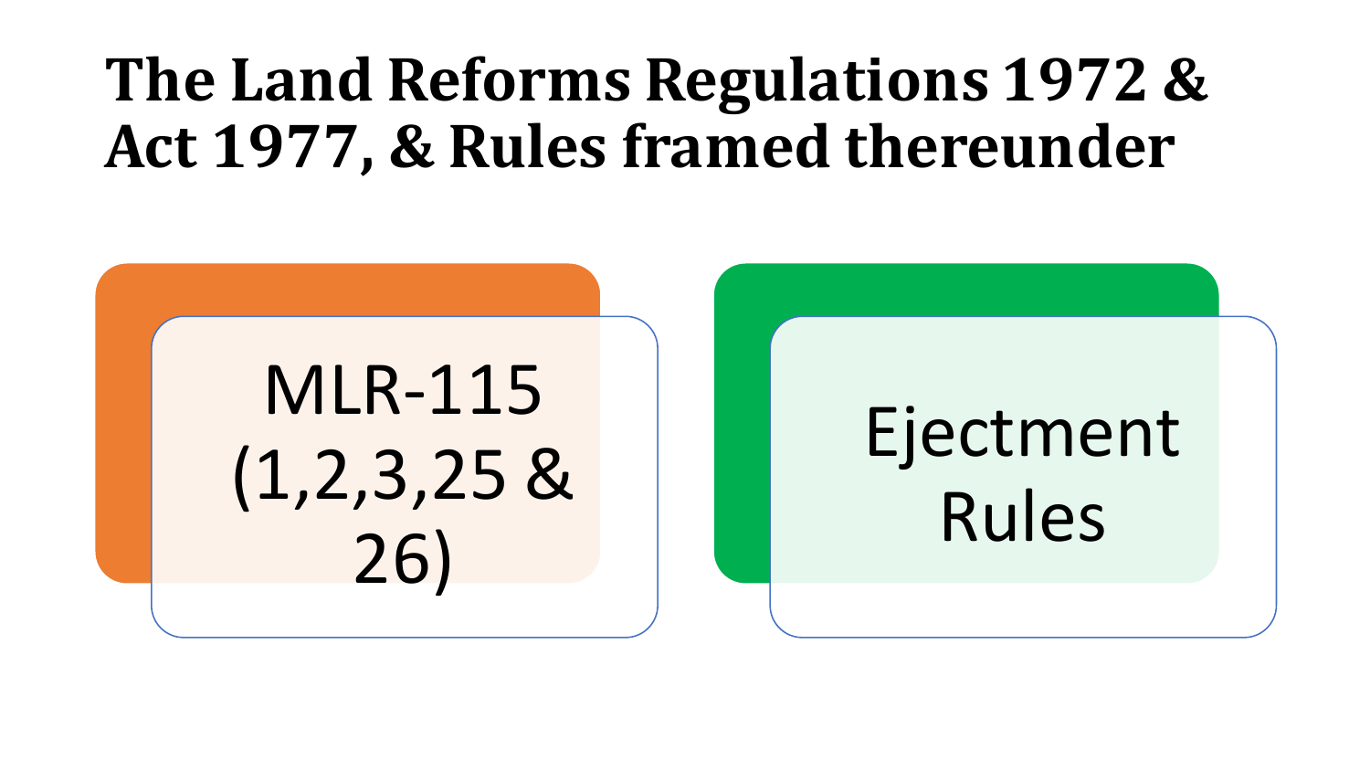# The Land Reforms Regulations 1972 & Act 1977, & Rules framed thereunder

- MLR-115 (1,2,3,25 & 26)
- Ejectment Rules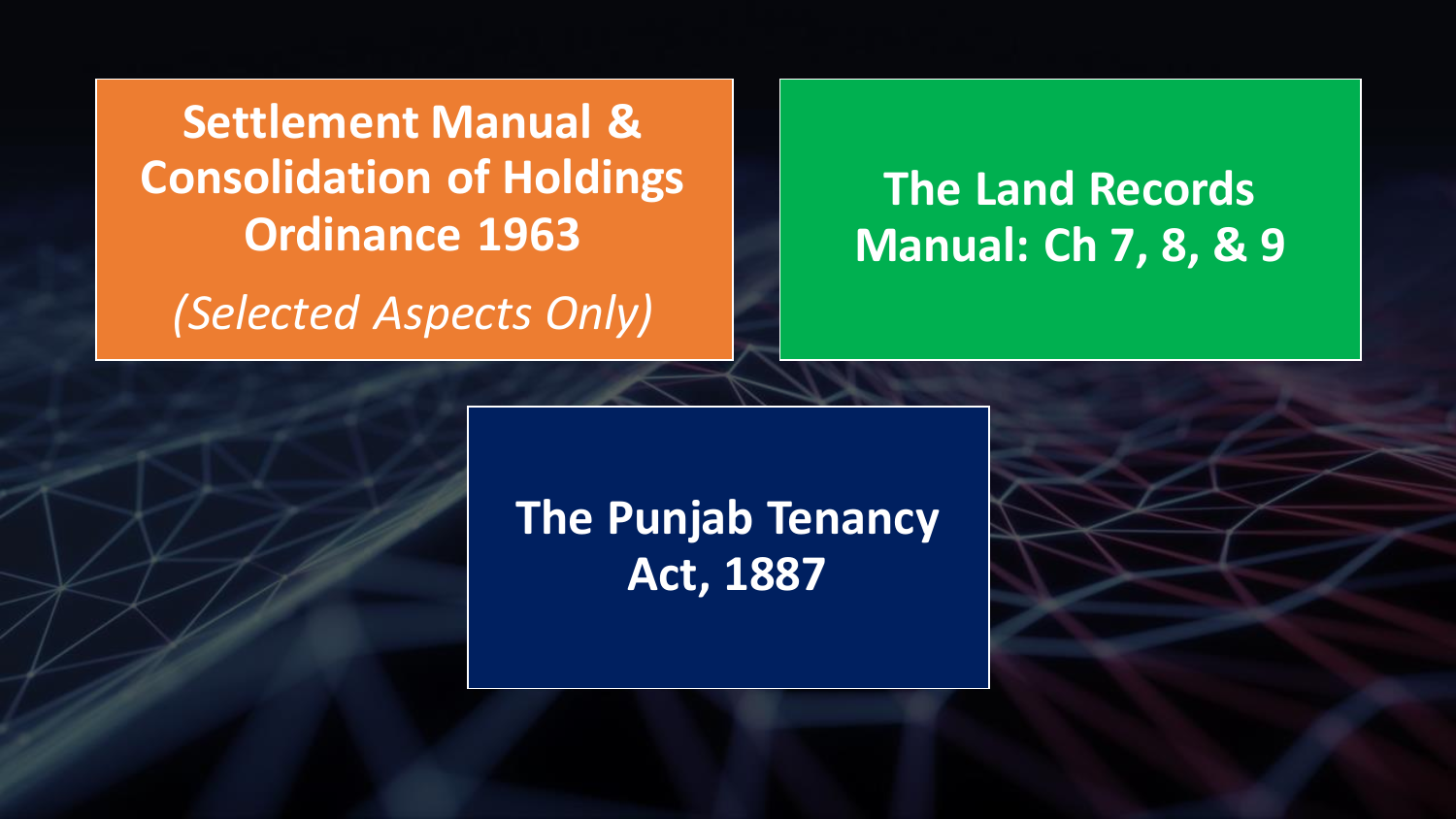**Settlement Manual & Consolidation of Holdings Ordinance 1963**

*(Selected Aspects Only)*

**The Land Records Manual: Ch 7, 8, & 9**

**The Punjab Tenancy Act, 1887**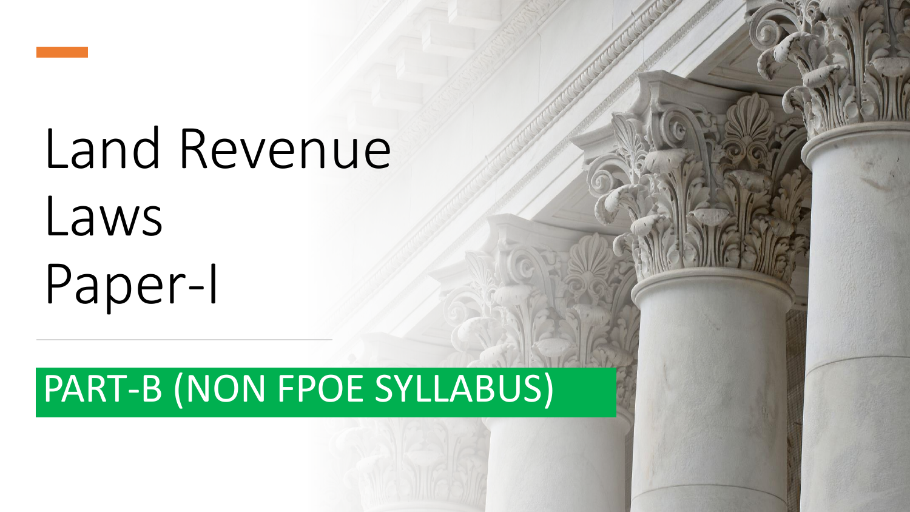# Land Revenue Laws Paper-I

## PART-B (NON FPOE SYLLABUS)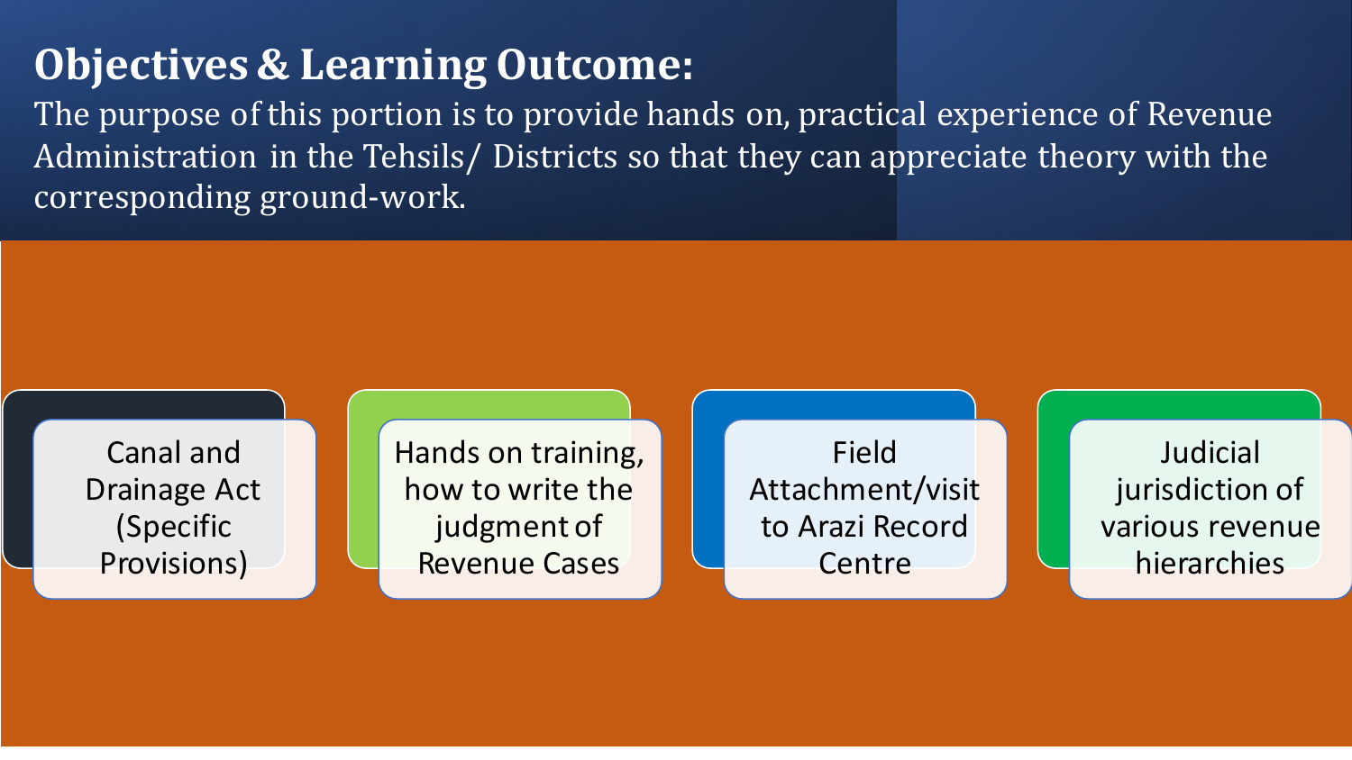## Objectives & Learning Outcome:

The purpose of this portion is to provide hands on, practical experience of Revenue Administration in the Tehsils/ Districts so that they can appreciate theory with the corresponding ground-work.

- Canal and Drainage Act (Specific Provisions)
- Hands on training, how to write the judgment of Revenue Cases
- Field Attachment/visit to Arazi Record Centre
- Judicial jurisdiction of various revenue hierarchies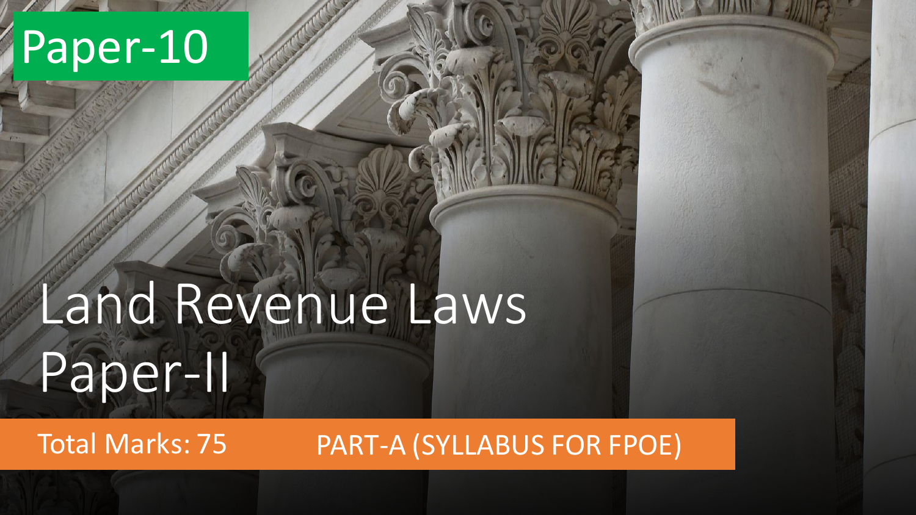Paper-10

# Land Revenue Laws Paper-II

Total Marks: 75

PART-A (SYLLABUS FOR FPOE)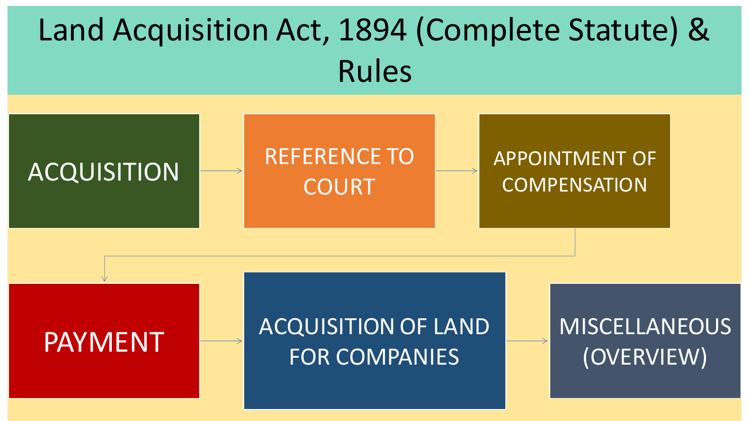# Land Acquisition Act, 1894 (Complete Statute) & Rules

- ACQUISITION
- REFERENCE TO COURT
- APPOINTMENT OF COMPENSATION
- PAYMENT
- ACQUISITION OF LAND FOR COMPANIES
- MISCELLANEOUS (OVERVIEW)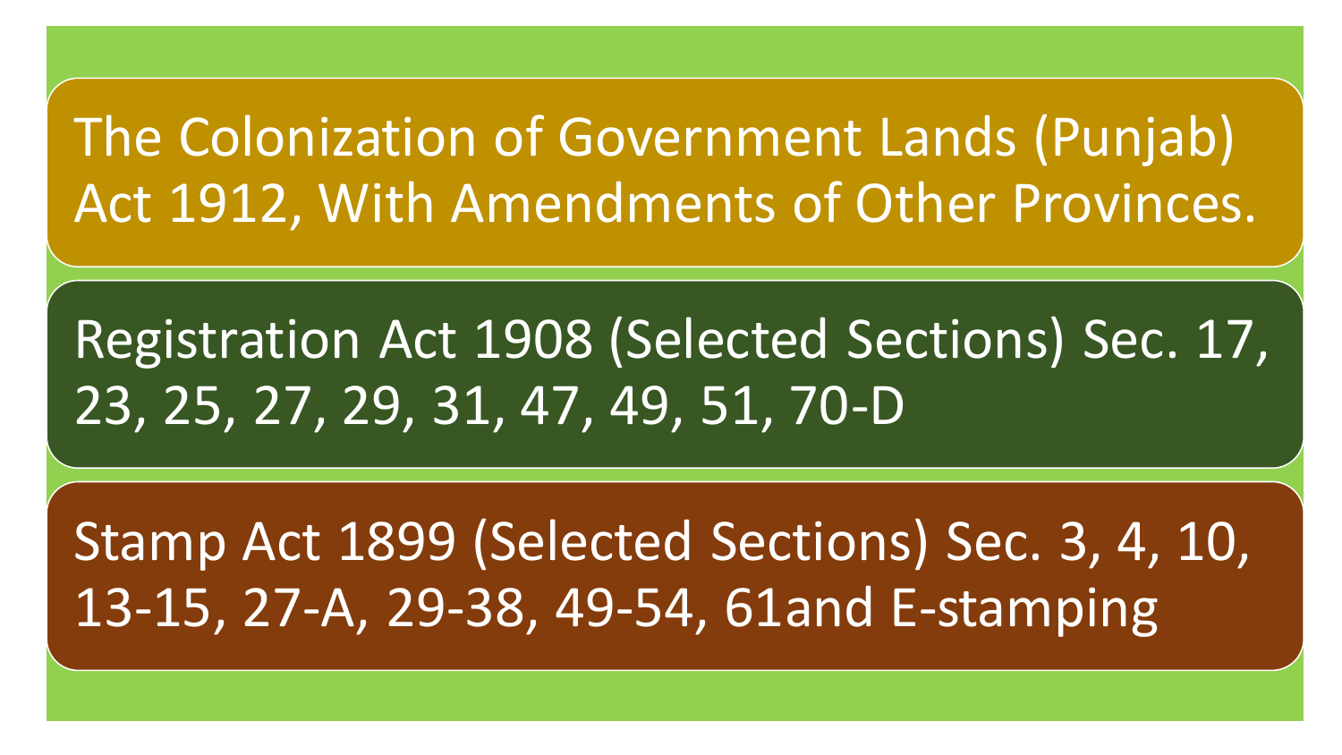- The Colonization of Government Lands (Punjab) Act 1912, With Amendments of Other Provinces.
- Registration Act 1908 (Selected Sections) Sec. 17, 23, 25, 27, 29, 31, 47, 49, 51, 70-D
- Stamp Act 1899 (Selected Sections) Sec. 3, 4, 10, 13-15, 27-A, 29-38, 49-54, 61and E-stamping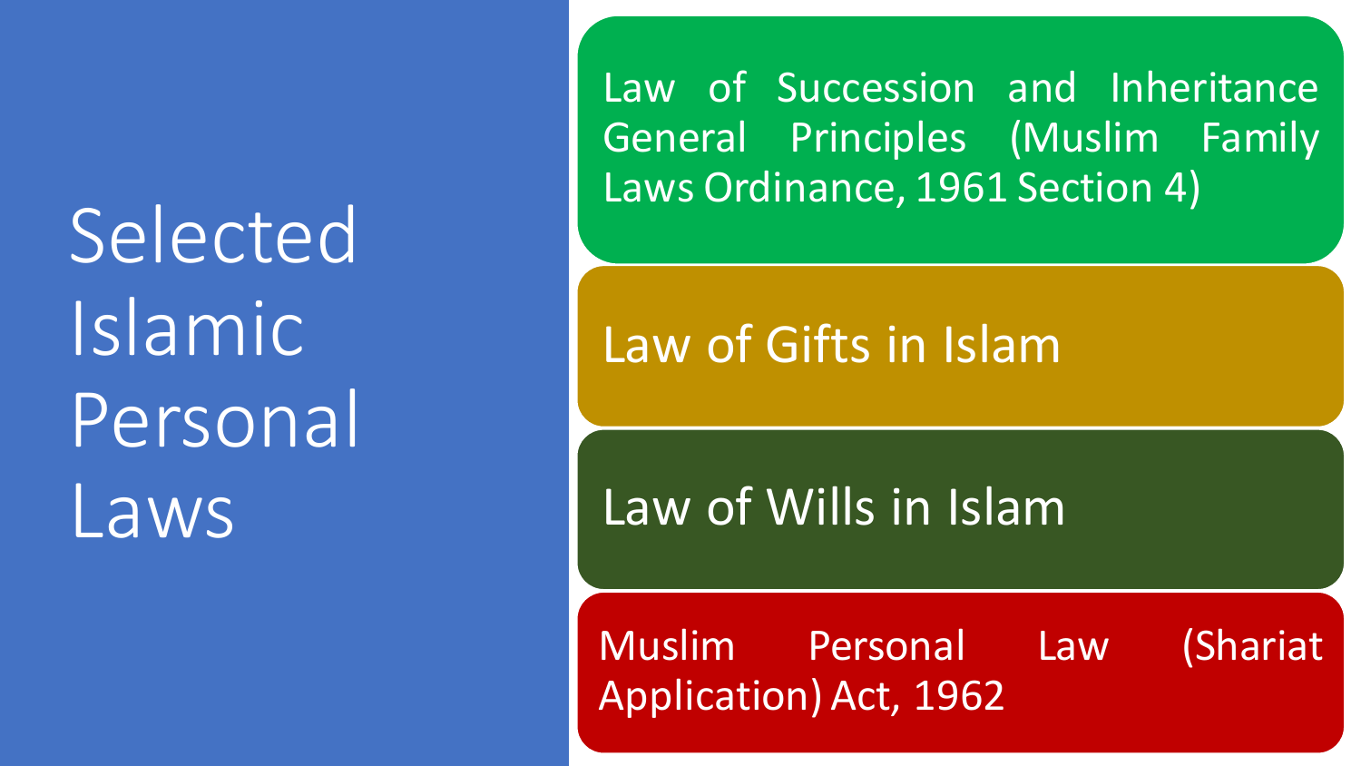# Selected Islamic Personal Laws

- Law of Succession and Inheritance General Principles (Muslim Family Laws Ordinance, 1961 Section 4)
- Law of Gifts in Islam
- Law of Wills in Islam
- Muslim Personal Law (Shariat Application) Act, 1962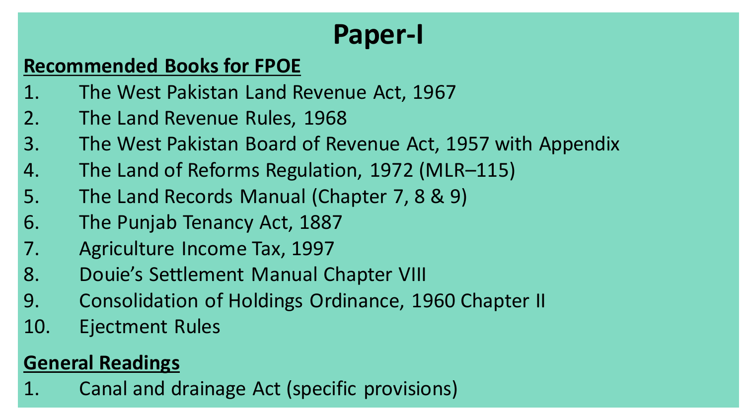# Paper-I

**Recommended Books for FPOE**

1. The West Pakistan Land Revenue Act, 1967
2. The Land Revenue Rules, 1968
3. The West Pakistan Board of Revenue Act, 1957 with Appendix
4. The Land of Reforms Regulation, 1972 (MLR–115)
5. The Land Records Manual (Chapter 7, 8 & 9)
6. The Punjab Tenancy Act, 1887
7. Agriculture Income Tax, 1997
8. Douie's Settlement Manual Chapter VIII
9. Consolidation of Holdings Ordinance, 1960 Chapter II
10. Ejectment Rules

**General Readings**

1. Canal and drainage Act (specific provisions)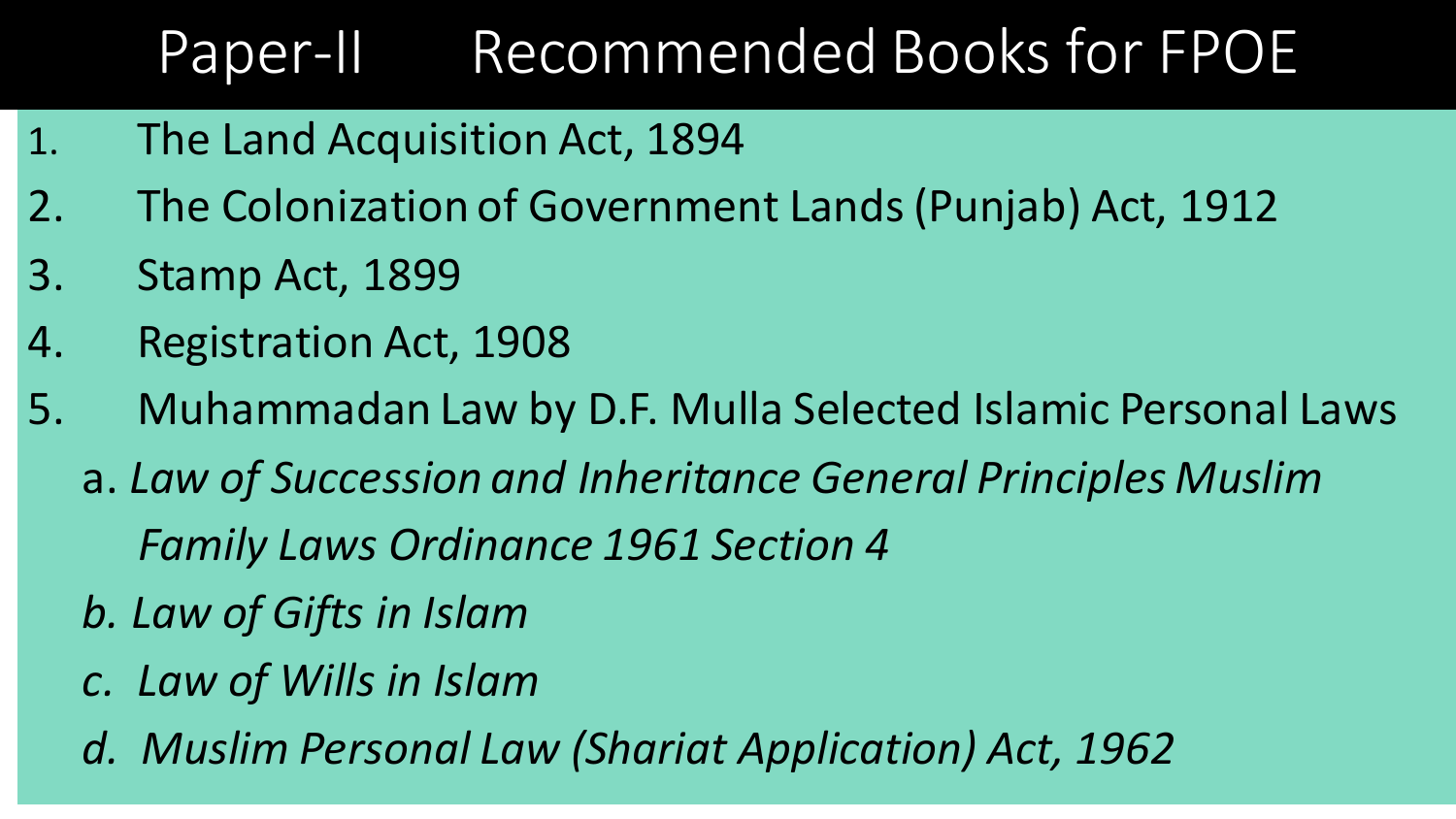# Paper-II Recommended Books for FPOE

1. The Land Acquisition Act, 1894
2. The Colonization of Government Lands (Punjab) Act, 1912
3. Stamp Act, 1899
4. Registration Act, 1908
5. Muhammadan Law by D.F. Mulla Selected Islamic Personal Laws
   a. *Law of Succession and Inheritance General Principles Muslim Family Laws Ordinance 1961 Section 4*
   *b. Law of Gifts in Islam*
   *c. Law of Wills in Islam*
   *d. Muslim Personal Law (Shariat Application) Act, 1962*